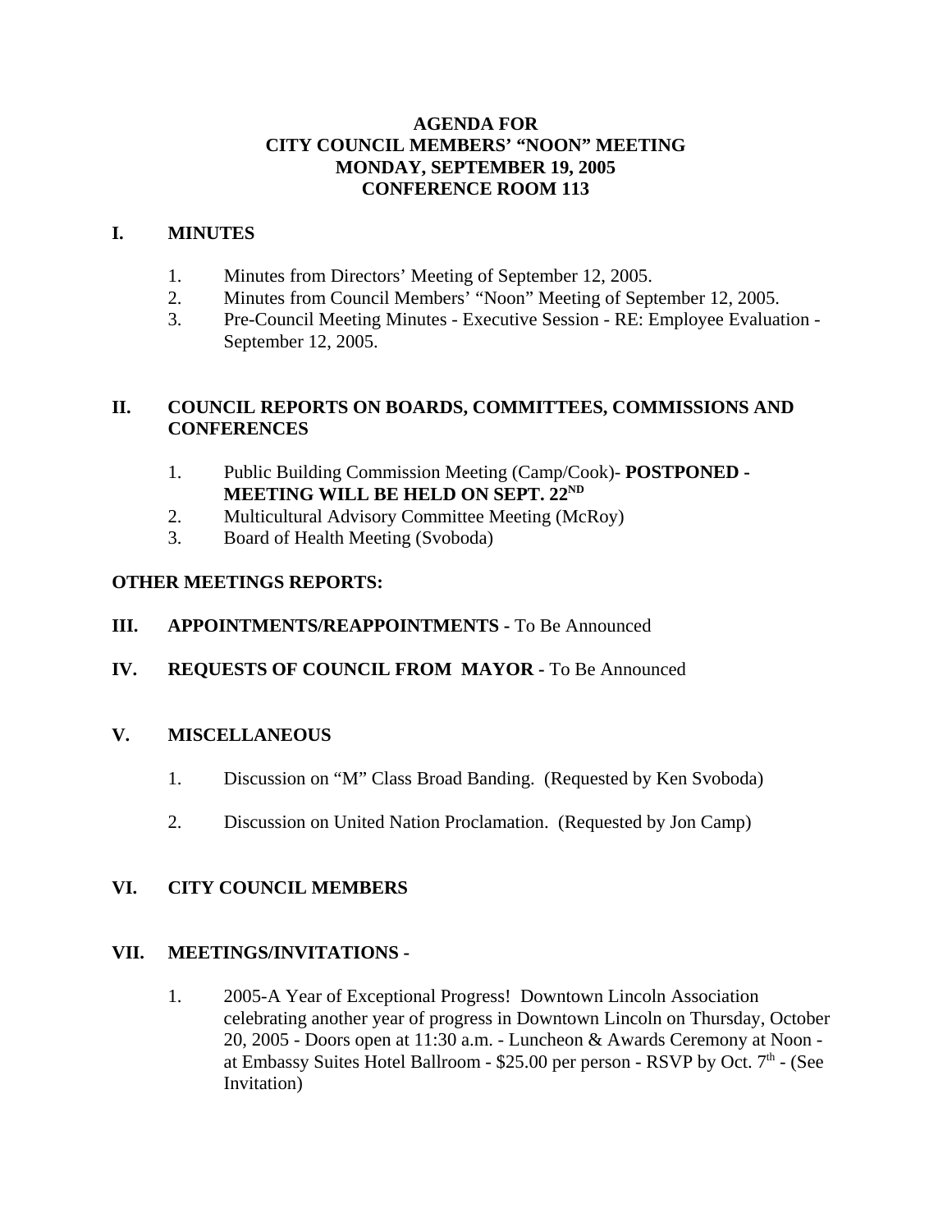# AGENDA FOR
# CITY COUNCIL MEMBERS' "NOON" MEETING
# MONDAY, SEPTEMBER 19, 2005
# CONFERENCE ROOM 113

## I. MINUTES

1. Minutes from Directors' Meeting of September 12, 2005.
2. Minutes from Council Members' "Noon" Meeting of September 12, 2005.
3. Pre-Council Meeting Minutes - Executive Session - RE: Employee Evaluation - September 12, 2005.

## II. COUNCIL REPORTS ON BOARDS, COMMITTEES, COMMISSIONS AND CONFERENCES

1. Public Building Commission Meeting (Camp/Cook)- **POSTPONED - MEETING WILL BE HELD ON SEPT. 22ND**
2. Multicultural Advisory Committee Meeting (McRoy)
3. Board of Health Meeting (Svoboda)

**OTHER MEETINGS REPORTS:**

## III. APPOINTMENTS/REAPPOINTMENTS - To Be Announced

## IV. REQUESTS OF COUNCIL FROM MAYOR - To Be Announced

## V. MISCELLANEOUS

1. Discussion on "M" Class Broad Banding. (Requested by Ken Svoboda)

2. Discussion on United Nation Proclamation. (Requested by Jon Camp)

## VI. CITY COUNCIL MEMBERS

## VII. MEETINGS/INVITATIONS -

1. 2005-A Year of Exceptional Progress! Downtown Lincoln Association celebrating another year of progress in Downtown Lincoln on Thursday, October 20, 2005 - Doors open at 11:30 a.m. - Luncheon & Awards Ceremony at Noon - at Embassy Suites Hotel Ballroom - $25.00 per person - RSVP by Oct. 7th - (See Invitation)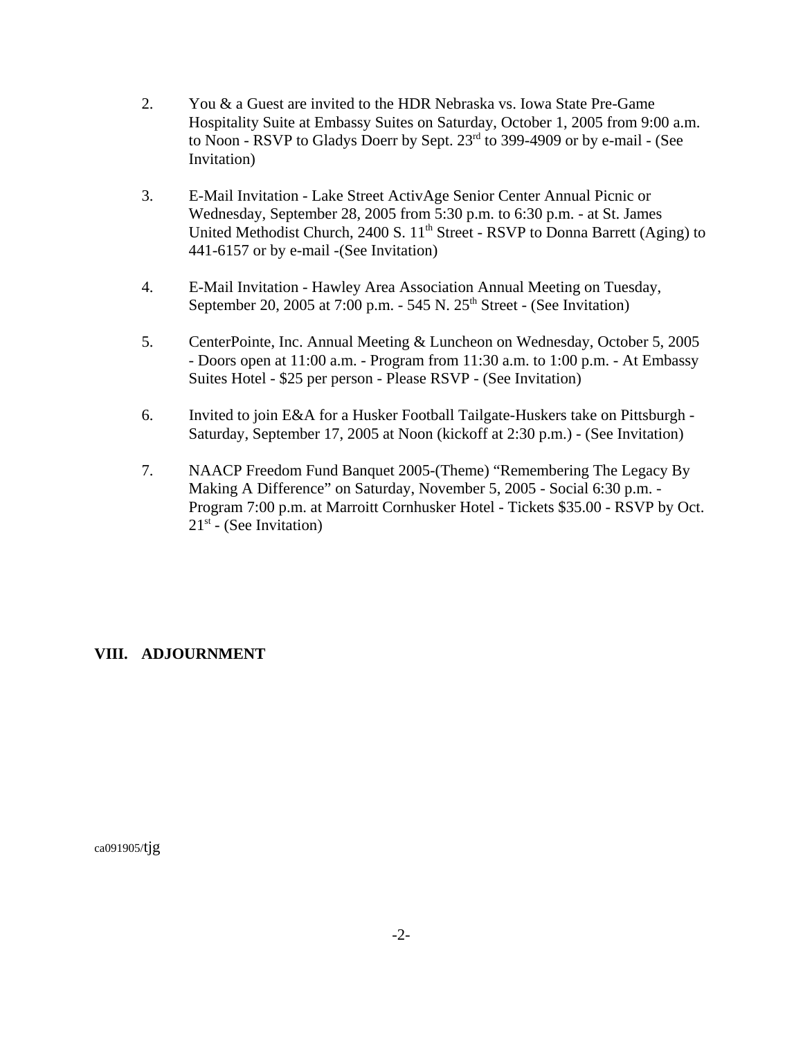2. You & a Guest are invited to the HDR Nebraska vs. Iowa State Pre-Game Hospitality Suite at Embassy Suites on Saturday, October 1, 2005 from 9:00 a.m. to Noon - RSVP to Gladys Doerr by Sept. 23rd to 399-4909 or by e-mail - (See Invitation)

3. E-Mail Invitation - Lake Street ActivAge Senior Center Annual Picnic or Wednesday, September 28, 2005 from 5:30 p.m. to 6:30 p.m. - at St. James United Methodist Church, 2400 S. 11th Street - RSVP to Donna Barrett (Aging) to 441-6157 or by e-mail -(See Invitation)

4. E-Mail Invitation - Hawley Area Association Annual Meeting on Tuesday, September 20, 2005 at 7:00 p.m. - 545 N. 25th Street - (See Invitation)

5. CenterPointe, Inc. Annual Meeting & Luncheon on Wednesday, October 5, 2005 - Doors open at 11:00 a.m. - Program from 11:30 a.m. to 1:00 p.m. - At Embassy Suites Hotel - $25 per person - Please RSVP - (See Invitation)

6. Invited to join E&A for a Husker Football Tailgate-Huskers take on Pittsburgh - Saturday, September 17, 2005 at Noon (kickoff at 2:30 p.m.) - (See Invitation)

7. NAACP Freedom Fund Banquet 2005-(Theme) "Remembering The Legacy By Making A Difference" on Saturday, November 5, 2005 - Social 6:30 p.m. - Program 7:00 p.m. at Marroitt Cornhusker Hotel - Tickets $35.00 - RSVP by Oct. 21st - (See Invitation)

**VIII. ADJOURNMENT**

ca091905/tjg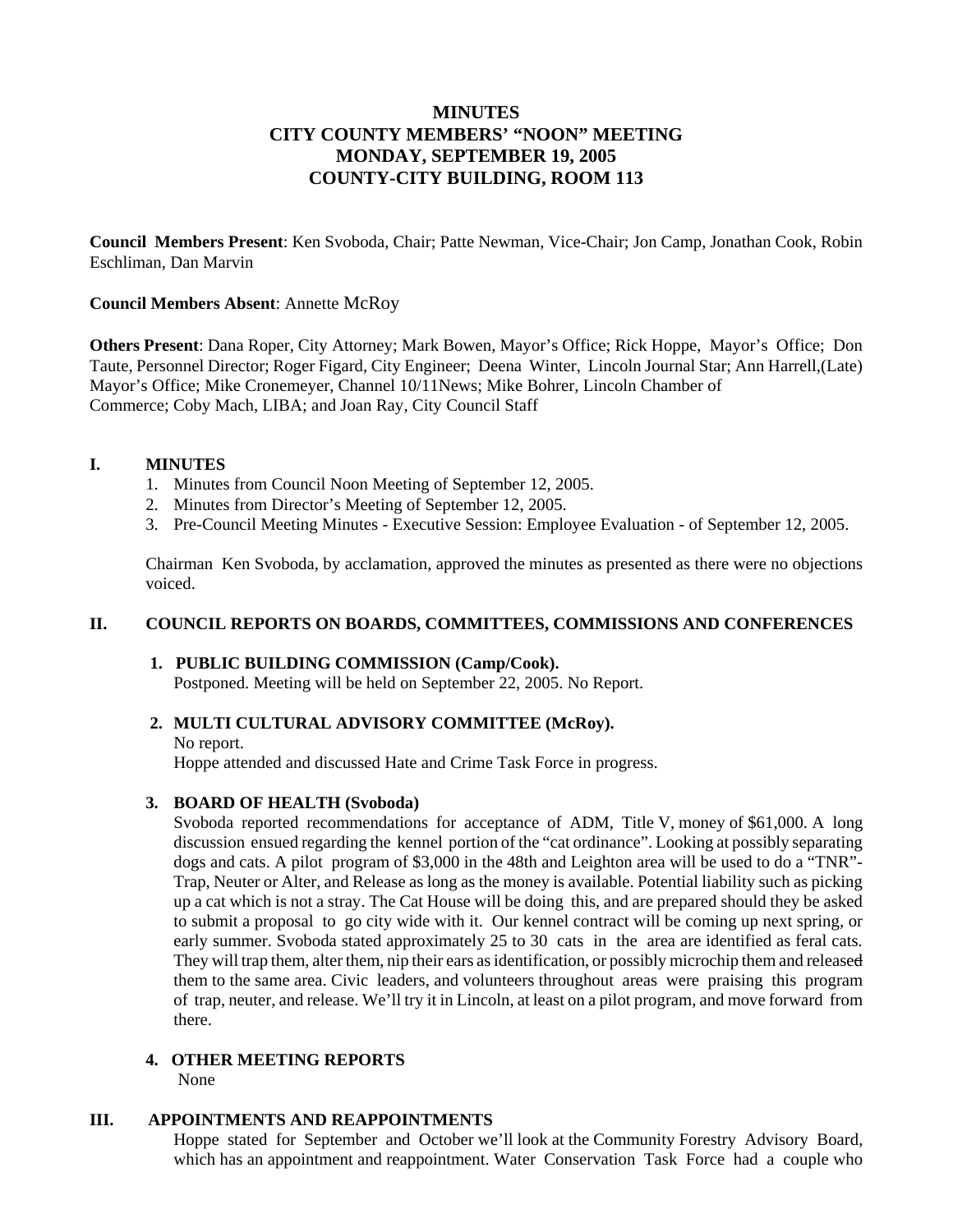# MINUTES
# CITY COUNTY MEMBERS' "NOON" MEETING
# MONDAY, SEPTEMBER 19, 2005
# COUNTY-CITY BUILDING, ROOM 113

**Council Members Present**: Ken Svoboda, Chair; Patte Newman, Vice-Chair; Jon Camp, Jonathan Cook, Robin Eschliman, Dan Marvin

**Council Members Absent**: Annette McRoy

**Others Present**: Dana Roper, City Attorney; Mark Bowen, Mayor's Office; Rick Hoppe, Mayor's Office; Don Taute, Personnel Director; Roger Figard, City Engineer; Deena Winter, Lincoln Journal Star; Ann Harrell,(Late) Mayor's Office; Mike Cronemeyer, Channel 10/11News; Mike Bohrer, Lincoln Chamber of Commerce; Coby Mach, LIBA; and Joan Ray, City Council Staff

## I. MINUTES

1. Minutes from Council Noon Meeting of September 12, 2005.
2. Minutes from Director's Meeting of September 12, 2005.
3. Pre-Council Meeting Minutes - Executive Session: Employee Evaluation - of September 12, 2005.

Chairman Ken Svoboda, by acclamation, approved the minutes as presented as there were no objections voiced.

## II. COUNCIL REPORTS ON BOARDS, COMMITTEES, COMMISSIONS AND CONFERENCES

**1. PUBLIC BUILDING COMMISSION (Camp/Cook).**
Postponed. Meeting will be held on September 22, 2005. No Report.

**2. MULTI CULTURAL ADVISORY COMMITTEE (McRoy).**
No report.
Hoppe attended and discussed Hate and Crime Task Force in progress.

**3. BOARD OF HEALTH (Svoboda)**
Svoboda reported recommendations for acceptance of ADM, Title V, money of $61,000. A long discussion ensued regarding the kennel portion of the "cat ordinance". Looking at possibly separating dogs and cats. A pilot program of $3,000 in the 48th and Leighton area will be used to do a "TNR"- Trap, Neuter or Alter, and Release as long as the money is available. Potential liability such as picking up a cat which is not a stray. The Cat House will be doing this, and are prepared should they be asked to submit a proposal to go city wide with it. Our kennel contract will be coming up next spring, or early summer. Svoboda stated approximately 25 to 30 cats in the area are identified as feral cats. They will trap them, alter them, nip their ears as identification, or possibly microchip them and released them to the same area. Civic leaders, and volunteers throughout areas were praising this program of trap, neuter, and release. We'll try it in Lincoln, at least on a pilot program, and move forward from there.

**4. OTHER MEETING REPORTS**
None

## III. APPOINTMENTS AND REAPPOINTMENTS

Hoppe stated for September and October we'll look at the Community Forestry Advisory Board, which has an appointment and reappointment. Water Conservation Task Force had a couple who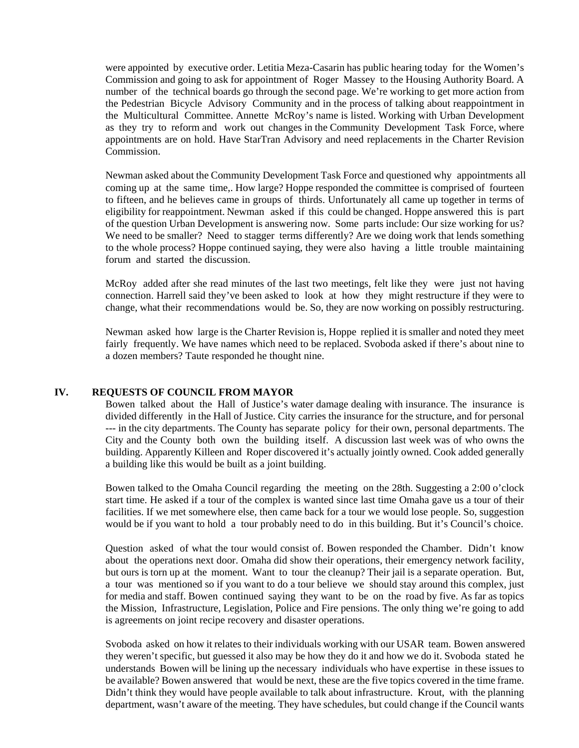were appointed by executive order. Letitia Meza-Casarin has public hearing today for the Women's Commission and going to ask for appointment of Roger Massey to the Housing Authority Board. A number of the technical boards go through the second page. We're working to get more action from the Pedestrian Bicycle Advisory Community and in the process of talking about reappointment in the Multicultural Committee. Annette McRoy's name is listed. Working with Urban Development as they try to reform and work out changes in the Community Development Task Force, where appointments are on hold. Have StarTran Advisory and need replacements in the Charter Revision Commission.

Newman asked about the Community Development Task Force and questioned why appointments all coming up at the same time,. How large? Hoppe responded the committee is comprised of fourteen to fifteen, and he believes came in groups of thirds. Unfortunately all came up together in terms of eligibility for reappointment. Newman asked if this could be changed. Hoppe answered this is part of the question Urban Development is answering now. Some parts include: Our size working for us? We need to be smaller? Need to stagger terms differently? Are we doing work that lends something to the whole process? Hoppe continued saying, they were also having a little trouble maintaining forum and started the discussion.

McRoy added after she read minutes of the last two meetings, felt like they were just not having connection. Harrell said they've been asked to look at how they might restructure if they were to change, what their recommendations would be. So, they are now working on possibly restructuring.

Newman asked how large is the Charter Revision is, Hoppe replied it is smaller and noted they meet fairly frequently. We have names which need to be replaced. Svoboda asked if there's about nine to a dozen members? Taute responded he thought nine.

## IV. REQUESTS OF COUNCIL FROM MAYOR

Bowen talked about the Hall of Justice's water damage dealing with insurance. The insurance is divided differently in the Hall of Justice. City carries the insurance for the structure, and for personal --- in the city departments. The County has separate policy for their own, personal departments. The City and the County both own the building itself. A discussion last week was of who owns the building. Apparently Killeen and Roper discovered it's actually jointly owned. Cook added generally a building like this would be built as a joint building.

Bowen talked to the Omaha Council regarding the meeting on the 28th. Suggesting a 2:00 o'clock start time. He asked if a tour of the complex is wanted since last time Omaha gave us a tour of their facilities. If we met somewhere else, then came back for a tour we would lose people. So, suggestion would be if you want to hold a tour probably need to do in this building. But it's Council's choice.

Question asked of what the tour would consist of. Bowen responded the Chamber. Didn't know about the operations next door. Omaha did show their operations, their emergency network facility, but ours is torn up at the moment. Want to tour the cleanup? Their jail is a separate operation. But, a tour was mentioned so if you want to do a tour believe we should stay around this complex, just for media and staff. Bowen continued saying they want to be on the road by five. As far as topics the Mission, Infrastructure, Legislation, Police and Fire pensions. The only thing we're going to add is agreements on joint recipe recovery and disaster operations.

Svoboda asked on how it relates to their individuals working with our USAR team. Bowen answered they weren't specific, but guessed it also may be how they do it and how we do it. Svoboda stated he understands Bowen will be lining up the necessary individuals who have expertise in these issues to be available? Bowen answered that would be next, these are the five topics covered in the time frame. Didn't think they would have people available to talk about infrastructure. Krout, with the planning department, wasn't aware of the meeting. They have schedules, but could change if the Council wants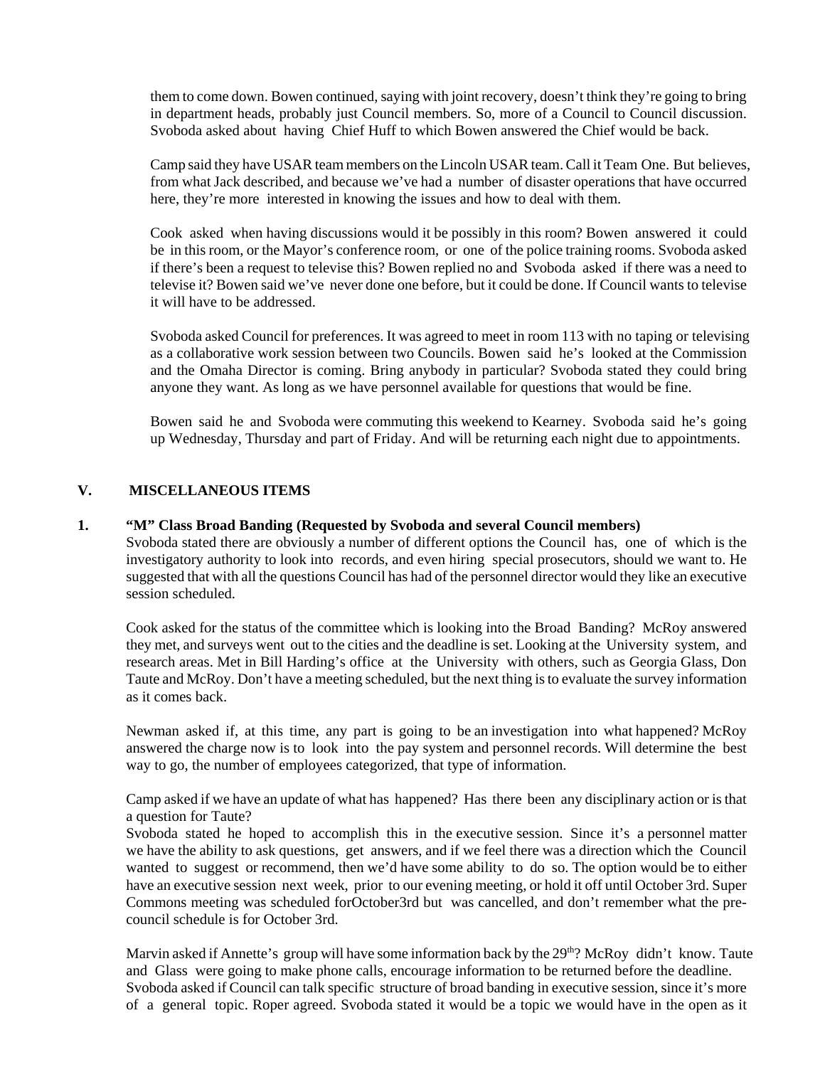them to come down. Bowen continued, saying with joint recovery, doesn't think they're going to bring in department heads, probably just Council members. So, more of a Council to Council discussion. Svoboda asked about having Chief Huff to which Bowen answered the Chief would be back.

Camp said they have USAR team members on the Lincoln USAR team. Call it Team One. But believes, from what Jack described, and because we've had a number of disaster operations that have occurred here, they're more interested in knowing the issues and how to deal with them.

Cook asked when having discussions would it be possibly in this room? Bowen answered it could be in this room, or the Mayor's conference room, or one of the police training rooms. Svoboda asked if there's been a request to televise this? Bowen replied no and Svoboda asked if there was a need to televise it? Bowen said we've never done one before, but it could be done. If Council wants to televise it will have to be addressed.

Svoboda asked Council for preferences. It was agreed to meet in room 113 with no taping or televising as a collaborative work session between two Councils. Bowen said he's looked at the Commission and the Omaha Director is coming. Bring anybody in particular? Svoboda stated they could bring anyone they want. As long as we have personnel available for questions that would be fine.

Bowen said he and Svoboda were commuting this weekend to Kearney. Svoboda said he's going up Wednesday, Thursday and part of Friday. And will be returning each night due to appointments.

## V. MISCELLANEOUS ITEMS

### 1. "M" Class Broad Banding (Requested by Svoboda and several Council members)

Svoboda stated there are obviously a number of different options the Council has, one of which is the investigatory authority to look into records, and even hiring special prosecutors, should we want to. He suggested that with all the questions Council has had of the personnel director would they like an executive session scheduled.

Cook asked for the status of the committee which is looking into the Broad Banding? McRoy answered they met, and surveys went out to the cities and the deadline is set. Looking at the University system, and research areas. Met in Bill Harding's office at the University with others, such as Georgia Glass, Don Taute and McRoy. Don't have a meeting scheduled, but the next thing is to evaluate the survey information as it comes back.

Newman asked if, at this time, any part is going to be an investigation into what happened? McRoy answered the charge now is to look into the pay system and personnel records. Will determine the best way to go, the number of employees categorized, that type of information.

Camp asked if we have an update of what has happened? Has there been any disciplinary action or is that a question for Taute?
Svoboda stated he hoped to accomplish this in the executive session. Since it's a personnel matter we have the ability to ask questions, get answers, and if we feel there was a direction which the Council wanted to suggest or recommend, then we'd have some ability to do so. The option would be to either have an executive session next week, prior to our evening meeting, or hold it off until October 3rd. Super Commons meeting was scheduled forOctober3rd but was cancelled, and don't remember what the pre-council schedule is for October 3rd.

Marvin asked if Annette's group will have some information back by the 29th? McRoy didn't know. Taute and Glass were going to make phone calls, encourage information to be returned before the deadline.
Svoboda asked if Council can talk specific structure of broad banding in executive session, since it's more of a general topic. Roper agreed. Svoboda stated it would be a topic we would have in the open as it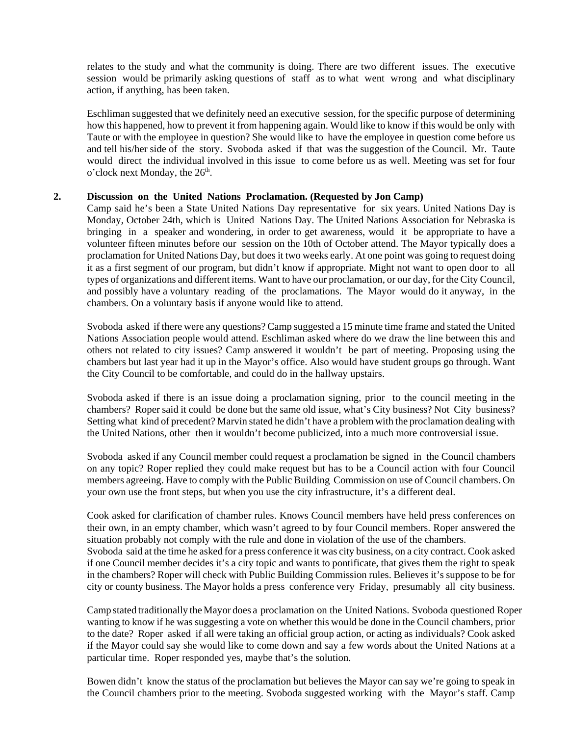relates to the study and what the community is doing. There are two different issues. The executive session would be primarily asking questions of staff as to what went wrong and what disciplinary action, if anything, has been taken.

Eschliman suggested that we definitely need an executive session, for the specific purpose of determining how this happened, how to prevent it from happening again. Would like to know if this would be only with Taute or with the employee in question? She would like to have the employee in question come before us and tell his/her side of the story. Svoboda asked if that was the suggestion of the Council. Mr. Taute would direct the individual involved in this issue to come before us as well. Meeting was set for four o'clock next Monday, the 26th.

**2. Discussion on the United Nations Proclamation. (Requested by Jon Camp)**

Camp said he's been a State United Nations Day representative for six years. United Nations Day is Monday, October 24th, which is United Nations Day. The United Nations Association for Nebraska is bringing in a speaker and wondering, in order to get awareness, would it be appropriate to have a volunteer fifteen minutes before our session on the 10th of October attend. The Mayor typically does a proclamation for United Nations Day, but does it two weeks early. At one point was going to request doing it as a first segment of our program, but didn't know if appropriate. Might not want to open door to all types of organizations and different items. Want to have our proclamation, or our day, for the City Council, and possibly have a voluntary reading of the proclamations. The Mayor would do it anyway, in the chambers. On a voluntary basis if anyone would like to attend.

Svoboda asked if there were any questions? Camp suggested a 15 minute time frame and stated the United Nations Association people would attend. Eschliman asked where do we draw the line between this and others not related to city issues? Camp answered it wouldn't be part of meeting. Proposing using the chambers but last year had it up in the Mayor's office. Also would have student groups go through. Want the City Council to be comfortable, and could do in the hallway upstairs.

Svoboda asked if there is an issue doing a proclamation signing, prior to the council meeting in the chambers? Roper said it could be done but the same old issue, what's City business? Not City business? Setting what kind of precedent? Marvin stated he didn't have a problem with the proclamation dealing with the United Nations, other then it wouldn't become publicized, into a much more controversial issue.

Svoboda asked if any Council member could request a proclamation be signed in the Council chambers on any topic? Roper replied they could make request but has to be a Council action with four Council members agreeing. Have to comply with the Public Building Commission on use of Council chambers. On your own use the front steps, but when you use the city infrastructure, it's a different deal.

Cook asked for clarification of chamber rules. Knows Council members have held press conferences on their own, in an empty chamber, which wasn't agreed to by four Council members. Roper answered the situation probably not comply with the rule and done in violation of the use of the chambers.
Svoboda said at the time he asked for a press conference it was city business, on a city contract. Cook asked if one Council member decides it's a city topic and wants to pontificate, that gives them the right to speak in the chambers? Roper will check with Public Building Commission rules. Believes it's suppose to be for city or county business. The Mayor holds a press conference very Friday, presumably all city business.

Camp stated traditionally the Mayor does a proclamation on the United Nations. Svoboda questioned Roper wanting to know if he was suggesting a vote on whether this would be done in the Council chambers, prior to the date? Roper asked if all were taking an official group action, or acting as individuals? Cook asked if the Mayor could say she would like to come down and say a few words about the United Nations at a particular time. Roper responded yes, maybe that's the solution.

Bowen didn't know the status of the proclamation but believes the Mayor can say we're going to speak in the Council chambers prior to the meeting. Svoboda suggested working with the Mayor's staff. Camp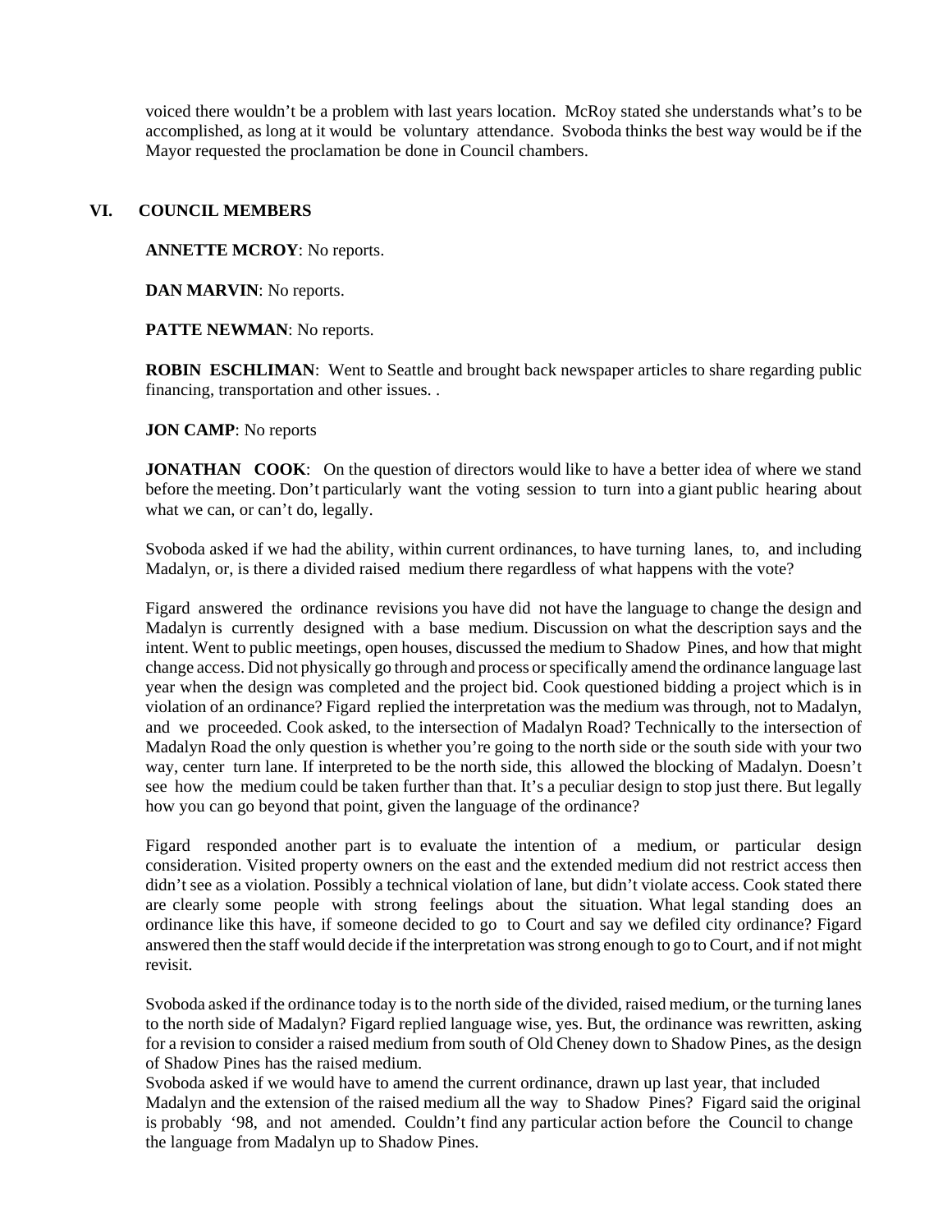voiced there wouldn't be a problem with last years location. McRoy stated she understands what's to be accomplished, as long at it would be voluntary attendance. Svoboda thinks the best way would be if the Mayor requested the proclamation be done in Council chambers.

## VI. COUNCIL MEMBERS

**ANNETTE MCROY**: No reports.

**DAN MARVIN**: No reports.

**PATTE NEWMAN**: No reports.

**ROBIN ESCHLIMAN**: Went to Seattle and brought back newspaper articles to share regarding public financing, transportation and other issues. .

**JON CAMP**: No reports

**JONATHAN COOK**: On the question of directors would like to have a better idea of where we stand before the meeting. Don't particularly want the voting session to turn into a giant public hearing about what we can, or can't do, legally.

Svoboda asked if we had the ability, within current ordinances, to have turning lanes, to, and including Madalyn, or, is there a divided raised medium there regardless of what happens with the vote?

Figard answered the ordinance revisions you have did not have the language to change the design and Madalyn is currently designed with a base medium. Discussion on what the description says and the intent. Went to public meetings, open houses, discussed the medium to Shadow Pines, and how that might change access. Did not physically go through and process or specifically amend the ordinance language last year when the design was completed and the project bid. Cook questioned bidding a project which is in violation of an ordinance? Figard replied the interpretation was the medium was through, not to Madalyn, and we proceeded. Cook asked, to the intersection of Madalyn Road? Technically to the intersection of Madalyn Road the only question is whether you're going to the north side or the south side with your two way, center turn lane. If interpreted to be the north side, this allowed the blocking of Madalyn. Doesn't see how the medium could be taken further than that. It's a peculiar design to stop just there. But legally how you can go beyond that point, given the language of the ordinance?

Figard responded another part is to evaluate the intention of a medium, or particular design consideration. Visited property owners on the east and the extended medium did not restrict access then didn't see as a violation. Possibly a technical violation of lane, but didn't violate access. Cook stated there are clearly some people with strong feelings about the situation. What legal standing does an ordinance like this have, if someone decided to go to Court and say we defiled city ordinance? Figard answered then the staff would decide if the interpretation was strong enough to go to Court, and if not might revisit.

Svoboda asked if the ordinance today is to the north side of the divided, raised medium, or the turning lanes to the north side of Madalyn? Figard replied language wise, yes. But, the ordinance was rewritten, asking for a revision to consider a raised medium from south of Old Cheney down to Shadow Pines, as the design of Shadow Pines has the raised medium.

Svoboda asked if we would have to amend the current ordinance, drawn up last year, that included Madalyn and the extension of the raised medium all the way to Shadow Pines? Figard said the original is probably '98, and not amended. Couldn't find any particular action before the Council to change the language from Madalyn up to Shadow Pines.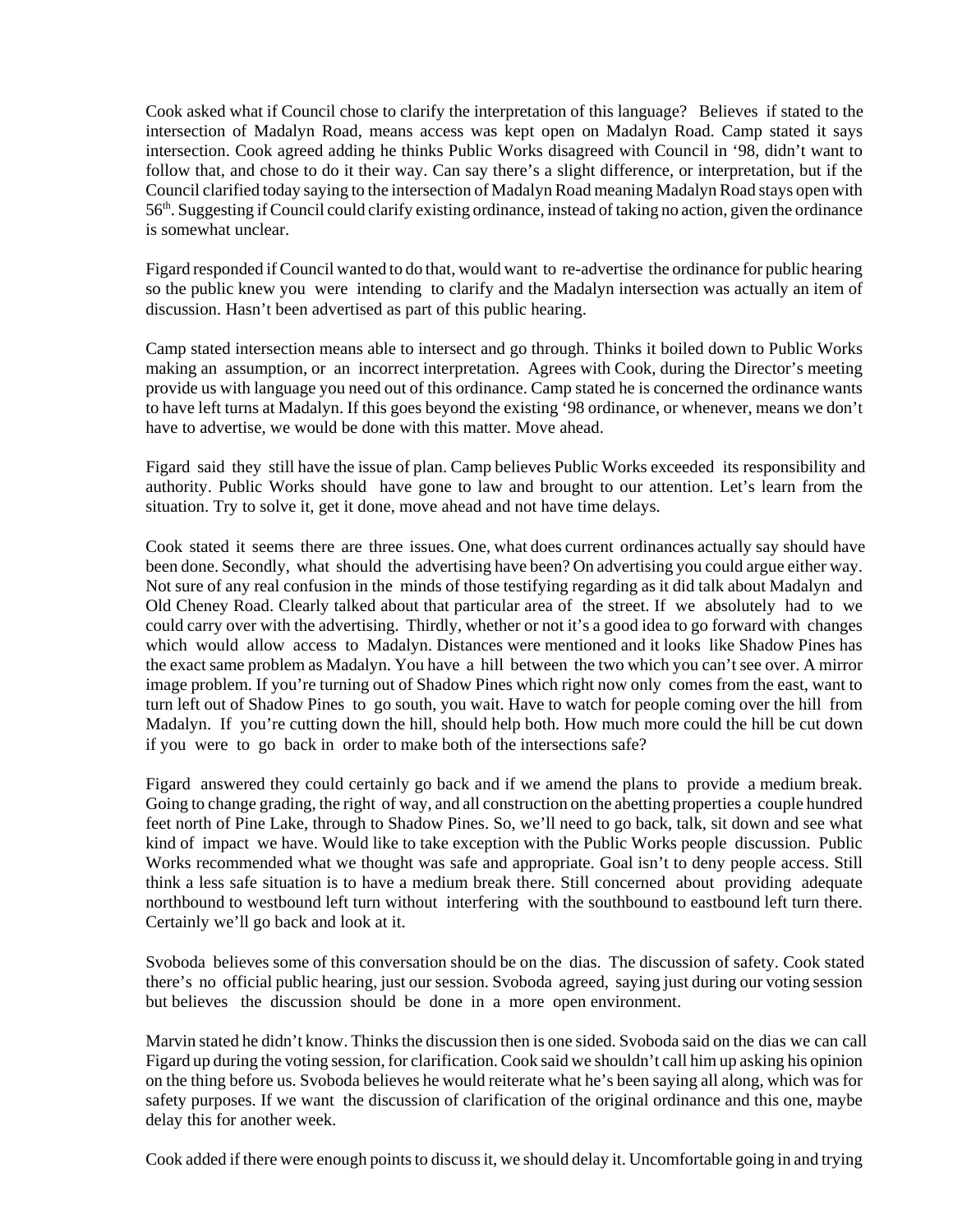Cook asked what if Council chose to clarify the interpretation of this language? Believes if stated to the intersection of Madalyn Road, means access was kept open on Madalyn Road. Camp stated it says intersection. Cook agreed adding he thinks Public Works disagreed with Council in '98, didn't want to follow that, and chose to do it their way. Can say there's a slight difference, or interpretation, but if the Council clarified today saying to the intersection of Madalyn Road meaning Madalyn Road stays open with 56th. Suggesting if Council could clarify existing ordinance, instead of taking no action, given the ordinance is somewhat unclear.

Figard responded if Council wanted to do that, would want to re-advertise the ordinance for public hearing so the public knew you were intending to clarify and the Madalyn intersection was actually an item of discussion. Hasn't been advertised as part of this public hearing.

Camp stated intersection means able to intersect and go through. Thinks it boiled down to Public Works making an assumption, or an incorrect interpretation. Agrees with Cook, during the Director's meeting provide us with language you need out of this ordinance. Camp stated he is concerned the ordinance wants to have left turns at Madalyn. If this goes beyond the existing '98 ordinance, or whenever, means we don't have to advertise, we would be done with this matter. Move ahead.

Figard said they still have the issue of plan. Camp believes Public Works exceeded its responsibility and authority. Public Works should have gone to law and brought to our attention. Let's learn from the situation. Try to solve it, get it done, move ahead and not have time delays.

Cook stated it seems there are three issues. One, what does current ordinances actually say should have been done. Secondly, what should the advertising have been? On advertising you could argue either way. Not sure of any real confusion in the minds of those testifying regarding as it did talk about Madalyn and Old Cheney Road. Clearly talked about that particular area of the street. If we absolutely had to we could carry over with the advertising. Thirdly, whether or not it's a good idea to go forward with changes which would allow access to Madalyn. Distances were mentioned and it looks like Shadow Pines has the exact same problem as Madalyn. You have a hill between the two which you can't see over. A mirror image problem. If you're turning out of Shadow Pines which right now only comes from the east, want to turn left out of Shadow Pines to go south, you wait. Have to watch for people coming over the hill from Madalyn. If you're cutting down the hill, should help both. How much more could the hill be cut down if you were to go back in order to make both of the intersections safe?

Figard answered they could certainly go back and if we amend the plans to provide a medium break. Going to change grading, the right of way, and all construction on the abetting properties a couple hundred feet north of Pine Lake, through to Shadow Pines. So, we'll need to go back, talk, sit down and see what kind of impact we have. Would like to take exception with the Public Works people discussion. Public Works recommended what we thought was safe and appropriate. Goal isn't to deny people access. Still think a less safe situation is to have a medium break there. Still concerned about providing adequate northbound to westbound left turn without interfering with the southbound to eastbound left turn there. Certainly we'll go back and look at it.

Svoboda believes some of this conversation should be on the dias. The discussion of safety. Cook stated there's no official public hearing, just our session. Svoboda agreed, saying just during our voting session but believes the discussion should be done in a more open environment.

Marvin stated he didn't know. Thinks the discussion then is one sided. Svoboda said on the dias we can call Figard up during the voting session, for clarification. Cook said we shouldn't call him up asking his opinion on the thing before us. Svoboda believes he would reiterate what he's been saying all along, which was for safety purposes. If we want the discussion of clarification of the original ordinance and this one, maybe delay this for another week.

Cook added if there were enough points to discuss it, we should delay it. Uncomfortable going in and trying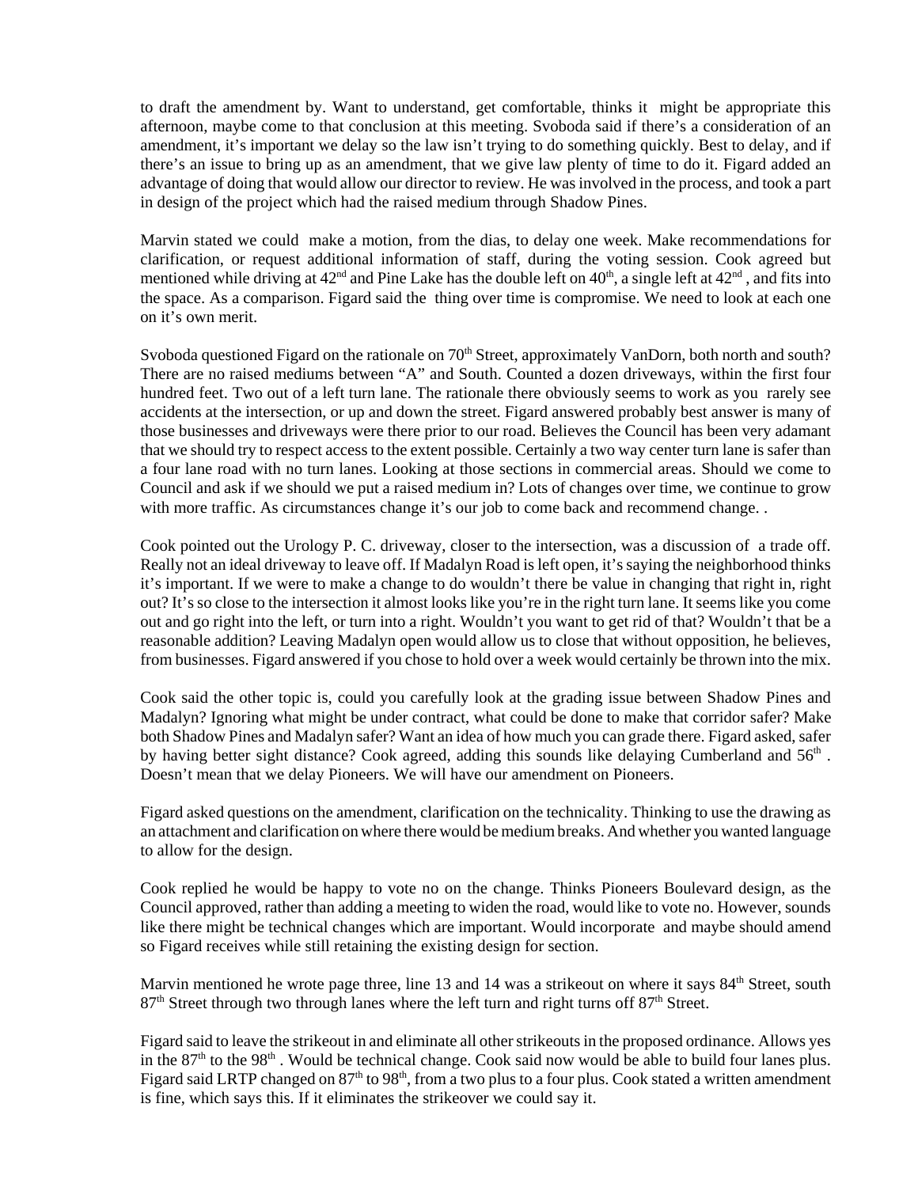to draft the amendment by. Want to understand, get comfortable, thinks it might be appropriate this afternoon, maybe come to that conclusion at this meeting. Svoboda said if there's a consideration of an amendment, it's important we delay so the law isn't trying to do something quickly. Best to delay, and if there's an issue to bring up as an amendment, that we give law plenty of time to do it. Figard added an advantage of doing that would allow our director to review. He was involved in the process, and took a part in design of the project which had the raised medium through Shadow Pines.

Marvin stated we could make a motion, from the dias, to delay one week. Make recommendations for clarification, or request additional information of staff, during the voting session. Cook agreed but mentioned while driving at 42nd and Pine Lake has the double left on 40th, a single left at 42nd , and fits into the space. As a comparison. Figard said the thing over time is compromise. We need to look at each one on it's own merit.

Svoboda questioned Figard on the rationale on 70th Street, approximately VanDorn, both north and south? There are no raised mediums between "A" and South. Counted a dozen driveways, within the first four hundred feet. Two out of a left turn lane. The rationale there obviously seems to work as you rarely see accidents at the intersection, or up and down the street. Figard answered probably best answer is many of those businesses and driveways were there prior to our road. Believes the Council has been very adamant that we should try to respect access to the extent possible. Certainly a two way center turn lane is safer than a four lane road with no turn lanes. Looking at those sections in commercial areas. Should we come to Council and ask if we should we put a raised medium in? Lots of changes over time, we continue to grow with more traffic. As circumstances change it's our job to come back and recommend change. .

Cook pointed out the Urology P. C. driveway, closer to the intersection, was a discussion of a trade off. Really not an ideal driveway to leave off. If Madalyn Road is left open, it's saying the neighborhood thinks it's important. If we were to make a change to do wouldn't there be value in changing that right in, right out? It's so close to the intersection it almost looks like you're in the right turn lane. It seems like you come out and go right into the left, or turn into a right. Wouldn't you want to get rid of that? Wouldn't that be a reasonable addition? Leaving Madalyn open would allow us to close that without opposition, he believes, from businesses. Figard answered if you chose to hold over a week would certainly be thrown into the mix.

Cook said the other topic is, could you carefully look at the grading issue between Shadow Pines and Madalyn? Ignoring what might be under contract, what could be done to make that corridor safer? Make both Shadow Pines and Madalyn safer? Want an idea of how much you can grade there. Figard asked, safer by having better sight distance? Cook agreed, adding this sounds like delaying Cumberland and 56th . Doesn't mean that we delay Pioneers. We will have our amendment on Pioneers.

Figard asked questions on the amendment, clarification on the technicality. Thinking to use the drawing as an attachment and clarification on where there would be medium breaks. And whether you wanted language to allow for the design.

Cook replied he would be happy to vote no on the change. Thinks Pioneers Boulevard design, as the Council approved, rather than adding a meeting to widen the road, would like to vote no. However, sounds like there might be technical changes which are important. Would incorporate and maybe should amend so Figard receives while still retaining the existing design for section.

Marvin mentioned he wrote page three, line 13 and 14 was a strikeout on where it says 84th Street, south 87th Street through two through lanes where the left turn and right turns off 87th Street.

Figard said to leave the strikeout in and eliminate all other strikeouts in the proposed ordinance. Allows yes in the 87th to the 98th . Would be technical change. Cook said now would be able to build four lanes plus. Figard said LRTP changed on 87th to 98th, from a two plus to a four plus. Cook stated a written amendment is fine, which says this. If it eliminates the strikeover we could say it.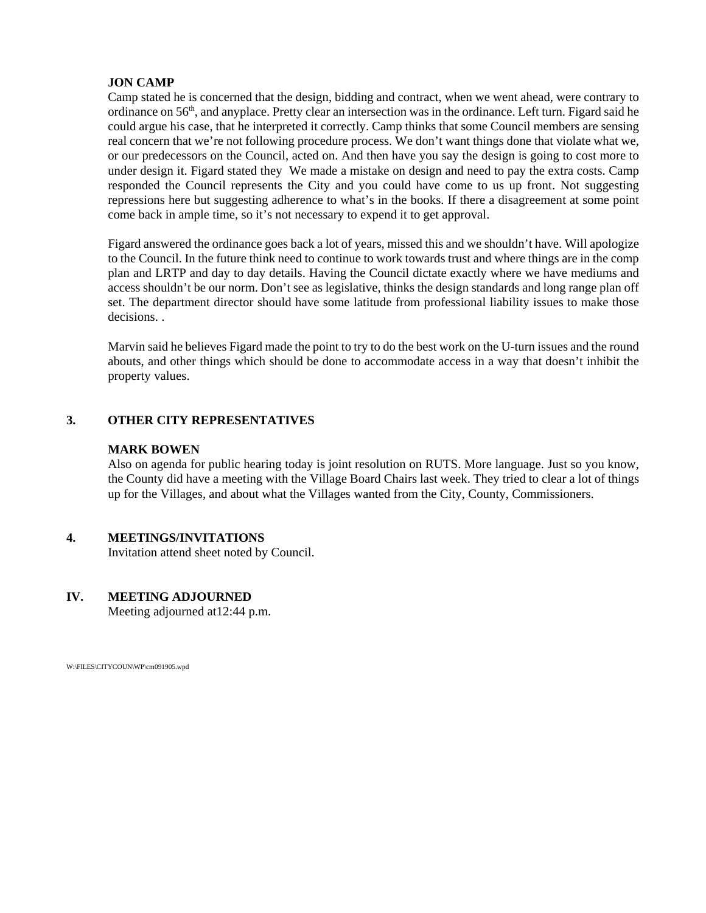**JON CAMP**

Camp stated he is concerned that the design, bidding and contract, when we went ahead, were contrary to ordinance on 56th, and anyplace. Pretty clear an intersection was in the ordinance. Left turn. Figard said he could argue his case, that he interpreted it correctly. Camp thinks that some Council members are sensing real concern that we're not following procedure process. We don't want things done that violate what we, or our predecessors on the Council, acted on. And then have you say the design is going to cost more to under design it. Figard stated they We made a mistake on design and need to pay the extra costs. Camp responded the Council represents the City and you could have come to us up front. Not suggesting repressions here but suggesting adherence to what's in the books. If there a disagreement at some point come back in ample time, so it's not necessary to expend it to get approval.

Figard answered the ordinance goes back a lot of years, missed this and we shouldn't have. Will apologize to the Council. In the future think need to continue to work towards trust and where things are in the comp plan and LRTP and day to day details. Having the Council dictate exactly where we have mediums and access shouldn't be our norm. Don't see as legislative, thinks the design standards and long range plan off set. The department director should have some latitude from professional liability issues to make those decisions. .

Marvin said he believes Figard made the point to try to do the best work on the U-turn issues and the round abouts, and other things which should be done to accommodate access in a way that doesn't inhibit the property values.

## 3. OTHER CITY REPRESENTATIVES

**MARK BOWEN**

Also on agenda for public hearing today is joint resolution on RUTS. More language. Just so you know, the County did have a meeting with the Village Board Chairs last week. They tried to clear a lot of things up for the Villages, and about what the Villages wanted from the City, County, Commissioners.

## 4. MEETINGS/INVITATIONS

Invitation attend sheet noted by Council.

## IV. MEETING ADJOURNED

Meeting adjourned at12:44 p.m.

W:\FILES\CITYCOUN\WP\cm091905.wpd